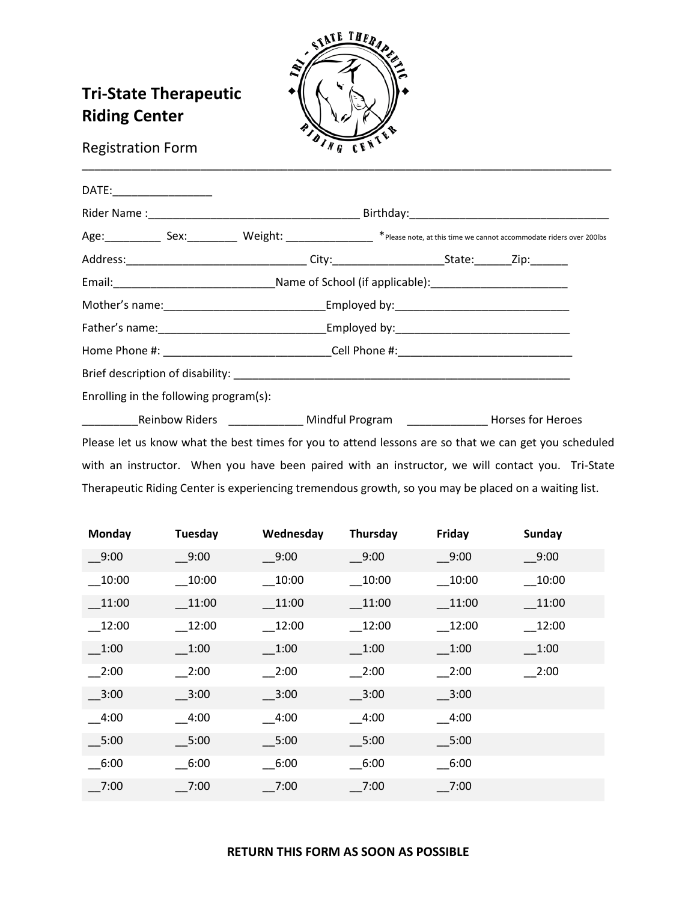# Tri-State Therapeutic Riding Center

Registration Form

---

DATE:________________

Rider Name :__________________________________ Birthday:________________________________

Age:_________ Sex:________ Weight: ______________ *Please note, at this time we cannot accommodate riders over 200lbs

Address:____________________________ City:_________________State:______Zip:______

Email:__________________________Name of School (if applicable):______________________

Mother's name:_________________________Employed by:____________________________

Father's name:__________________________Employed by:____________________________

Home Phone #: ___________________________Cell Phone #:____________________________

Brief description of disability: _________________________________________________________

Enrolling in the following program(s):

_________Reinbow Riders ____________ Mindful Program _____________ Horses for Heroes

Please let us know what the best times for you to attend lessons are so that we can get you scheduled with an instructor. When you have been paired with an instructor, we will contact you. Tri-State Therapeutic Riding Center is experiencing tremendous growth, so you may be placed on a waiting list.

| Monday | Tuesday | Wednesday | Thursday | Friday | Sunday |
|---|---|---|---|---|---|
| __9:00 | __9:00 | __9:00 | __9:00 | __9:00 | __9:00 |
| __10:00 | __10:00 | __10:00 | __10:00 | __10:00 | __10:00 |
| __11:00 | __11:00 | __11:00 | __11:00 | __11:00 | __11:00 |
| __12:00 | __12:00 | __12:00 | __12:00 | __12:00 | __12:00 |
| __1:00 | __1:00 | __1:00 | __1:00 | __1:00 | __1:00 |
| __2:00 | __2:00 | __2:00 | __2:00 | __2:00 | __2:00 |
| __3:00 | __3:00 | __3:00 | __3:00 | __3:00 | |
| __4:00 | __4:00 | __4:00 | __4:00 | __4:00 | |
| __5:00 | __5:00 | __5:00 | __5:00 | __5:00 | |
| __6:00 | __6:00 | __6:00 | __6:00 | __6:00 | |
| __7:00 | __7:00 | __7:00 | __7:00 | __7:00 | |

**RETURN THIS FORM AS SOON AS POSSIBLE**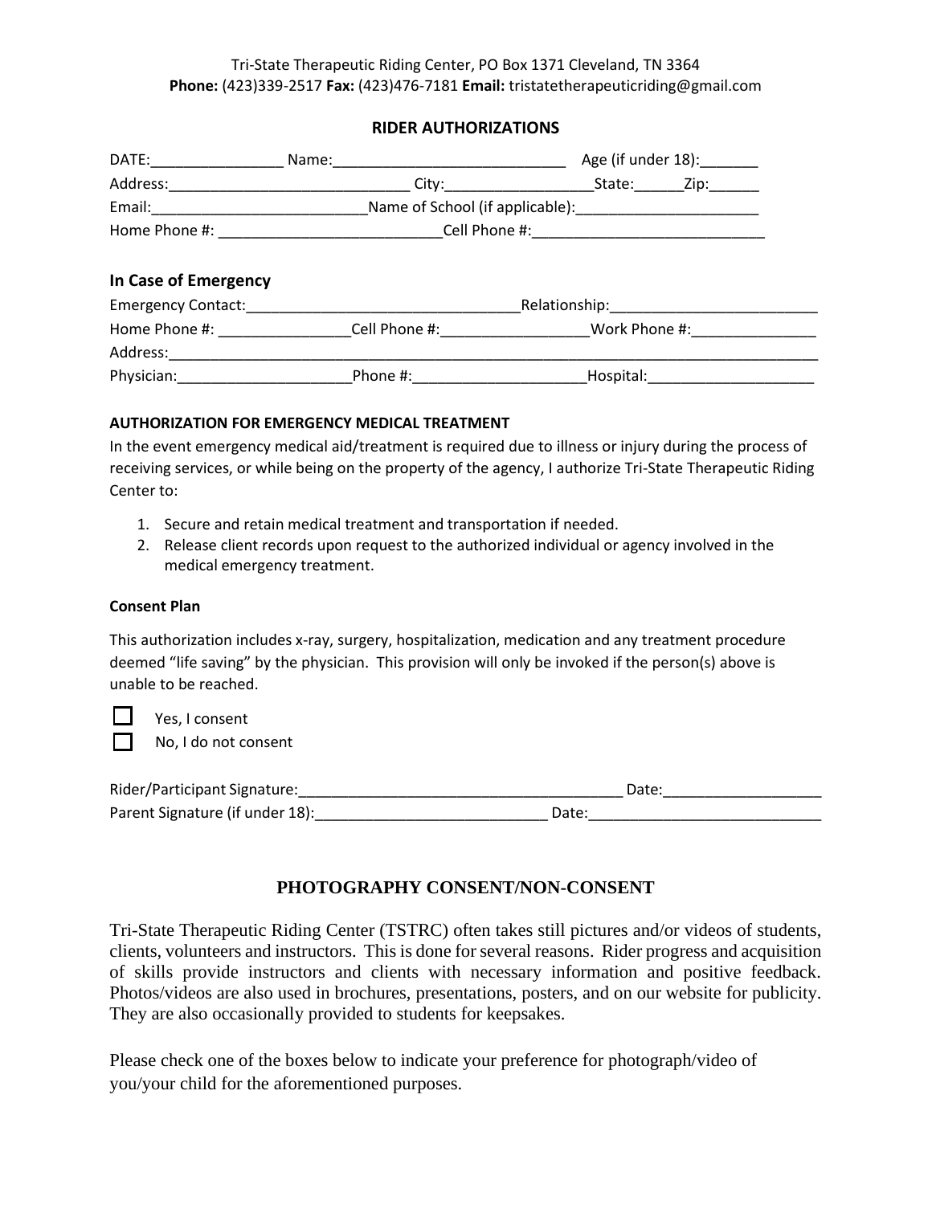Tri-State Therapeutic Riding Center, PO Box 1371 Cleveland, TN 3364
**Phone:** (423)339-2517 **Fax:** (423)476-7181 **Email:** tristatetherapeuticriding@gmail.com

## RIDER AUTHORIZATIONS

DATE:________________ Name:_____________________________ Age (if under 18):_______
Address:_____________________________ City:__________________State:______Zip:______
Email:__________________________Name of School (if applicable):______________________
Home Phone #: ___________________________Cell Phone #:____________________________

### In Case of Emergency

Emergency Contact:_________________________________Relationship:_________________________
Home Phone #: ________________Cell Phone #:__________________Work Phone #:_______________
Address:___________________________________________________________________________________
Physician:_____________________Phone #:_____________________Hospital:_____________________

#### AUTHORIZATION FOR EMERGENCY MEDICAL TREATMENT

In the event emergency medical aid/treatment is required due to illness or injury during the process of receiving services, or while being on the property of the agency, I authorize Tri-State Therapeutic Riding Center to:

1. Secure and retain medical treatment and transportation if needed.
2. Release client records upon request to the authorized individual or agency involved in the medical emergency treatment.

#### Consent Plan

This authorization includes x-ray, surgery, hospitalization, medication and any treatment procedure deemed "life saving" by the physician. This provision will only be invoked if the person(s) above is unable to be reached.

☐ Yes, I consent
☐ No, I do not consent

Rider/Participant Signature:_______________________________________ Date:___________________
Parent Signature (if under 18):___________________________ Date:____________________________

## PHOTOGRAPHY CONSENT/NON-CONSENT

Tri-State Therapeutic Riding Center (TSTRC) often takes still pictures and/or videos of students, clients, volunteers and instructors. This is done for several reasons. Rider progress and acquisition of skills provide instructors and clients with necessary information and positive feedback. Photos/videos are also used in brochures, presentations, posters, and on our website for publicity. They are also occasionally provided to students for keepsakes.

Please check one of the boxes below to indicate your preference for photograph/video of you/your child for the aforementioned purposes.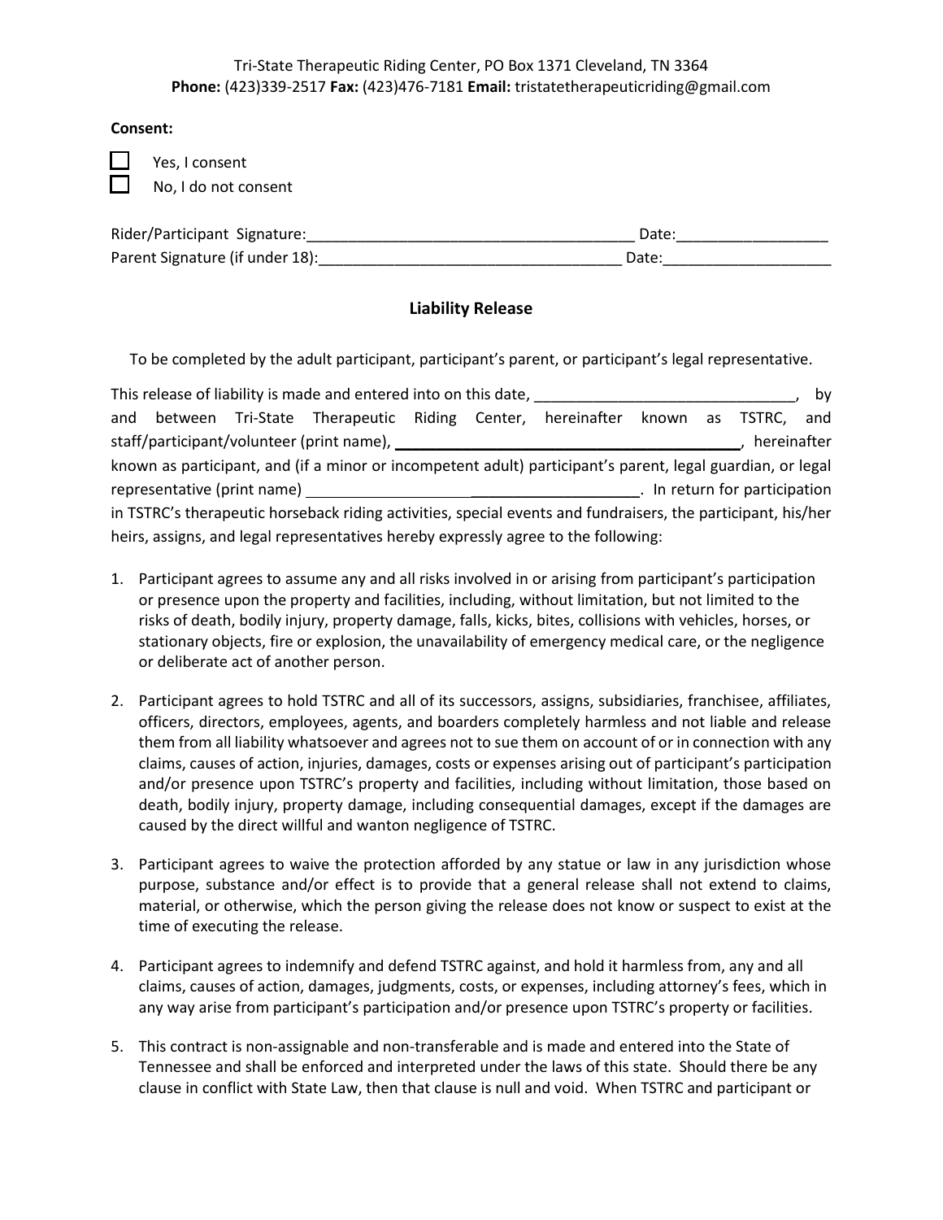Tri-State Therapeutic Riding Center, PO Box 1371 Cleveland, TN 3364
**Phone:** (423)339-2517 **Fax:** (423)476-7181 **Email:** tristatetherapeuticriding@gmail.com

**Consent:**

☐ Yes, I consent
☐ No, I do not consent

Rider/Participant Signature:_______________________________________ Date:_________________
Parent Signature (if under 18):____________________________________ Date:___________________

## Liability Release

To be completed by the adult participant, participant's parent, or participant's legal representative.

This release of liability is made and entered into on this date, ______________________________, by and between Tri-State Therapeutic Riding Center, hereinafter known as TSTRC, and staff/participant/volunteer (print name), ________________________________________, hereinafter known as participant, and (if a minor or incompetent adult) participant's parent, legal guardian, or legal representative (print name) ______________________________________. In return for participation in TSTRC's therapeutic horseback riding activities, special events and fundraisers, the participant, his/her heirs, assigns, and legal representatives hereby expressly agree to the following:

1. Participant agrees to assume any and all risks involved in or arising from participant's participation or presence upon the property and facilities, including, without limitation, but not limited to the risks of death, bodily injury, property damage, falls, kicks, bites, collisions with vehicles, horses, or stationary objects, fire or explosion, the unavailability of emergency medical care, or the negligence or deliberate act of another person.

2. Participant agrees to hold TSTRC and all of its successors, assigns, subsidiaries, franchisee, affiliates, officers, directors, employees, agents, and boarders completely harmless and not liable and release them from all liability whatsoever and agrees not to sue them on account of or in connection with any claims, causes of action, injuries, damages, costs or expenses arising out of participant's participation and/or presence upon TSTRC's property and facilities, including without limitation, those based on death, bodily injury, property damage, including consequential damages, except if the damages are caused by the direct willful and wanton negligence of TSTRC.

3. Participant agrees to waive the protection afforded by any statue or law in any jurisdiction whose purpose, substance and/or effect is to provide that a general release shall not extend to claims, material, or otherwise, which the person giving the release does not know or suspect to exist at the time of executing the release.

4. Participant agrees to indemnify and defend TSTRC against, and hold it harmless from, any and all claims, causes of action, damages, judgments, costs, or expenses, including attorney's fees, which in any way arise from participant's participation and/or presence upon TSTRC's property or facilities.

5. This contract is non-assignable and non-transferable and is made and entered into the State of Tennessee and shall be enforced and interpreted under the laws of this state. Should there be any clause in conflict with State Law, then that clause is null and void. When TSTRC and participant or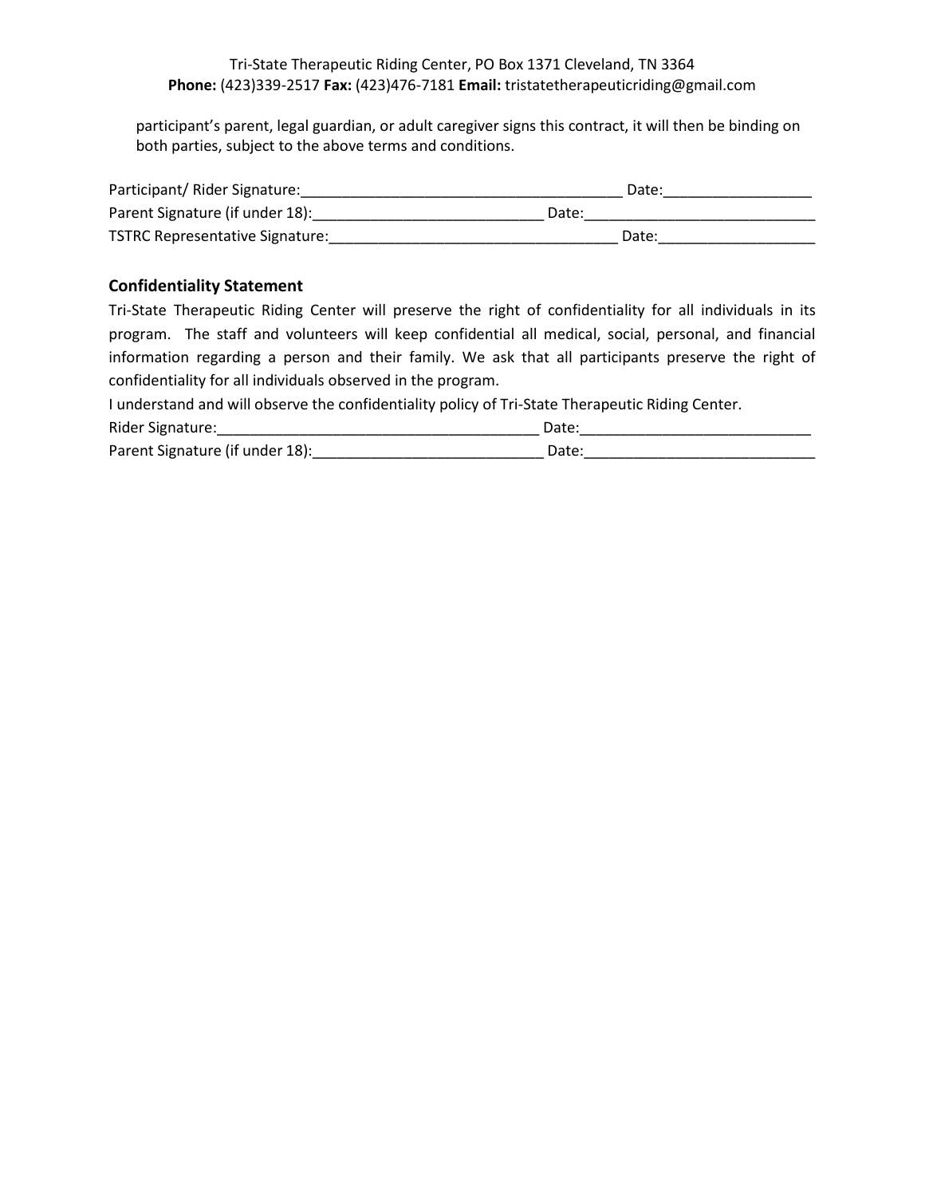participant's parent, legal guardian, or adult caregiver signs this contract, it will then be binding on both parties, subject to the above terms and conditions.

Participant/ Rider Signature:_______________________________________ Date:_________________

Parent Signature (if under 18):___________________________ Date:___________________________

TSTRC Representative Signature:__________________________________ Date:__________________

### Confidentiality Statement

Tri-State Therapeutic Riding Center will preserve the right of confidentiality for all individuals in its program. The staff and volunteers will keep confidential all medical, social, personal, and financial information regarding a person and their family. We ask that all participants preserve the right of confidentiality for all individuals observed in the program.

I understand and will observe the confidentiality policy of Tri-State Therapeutic Riding Center.

Rider Signature:______________________________________ Date:___________________________

Parent Signature (if under 18):___________________________ Date:___________________________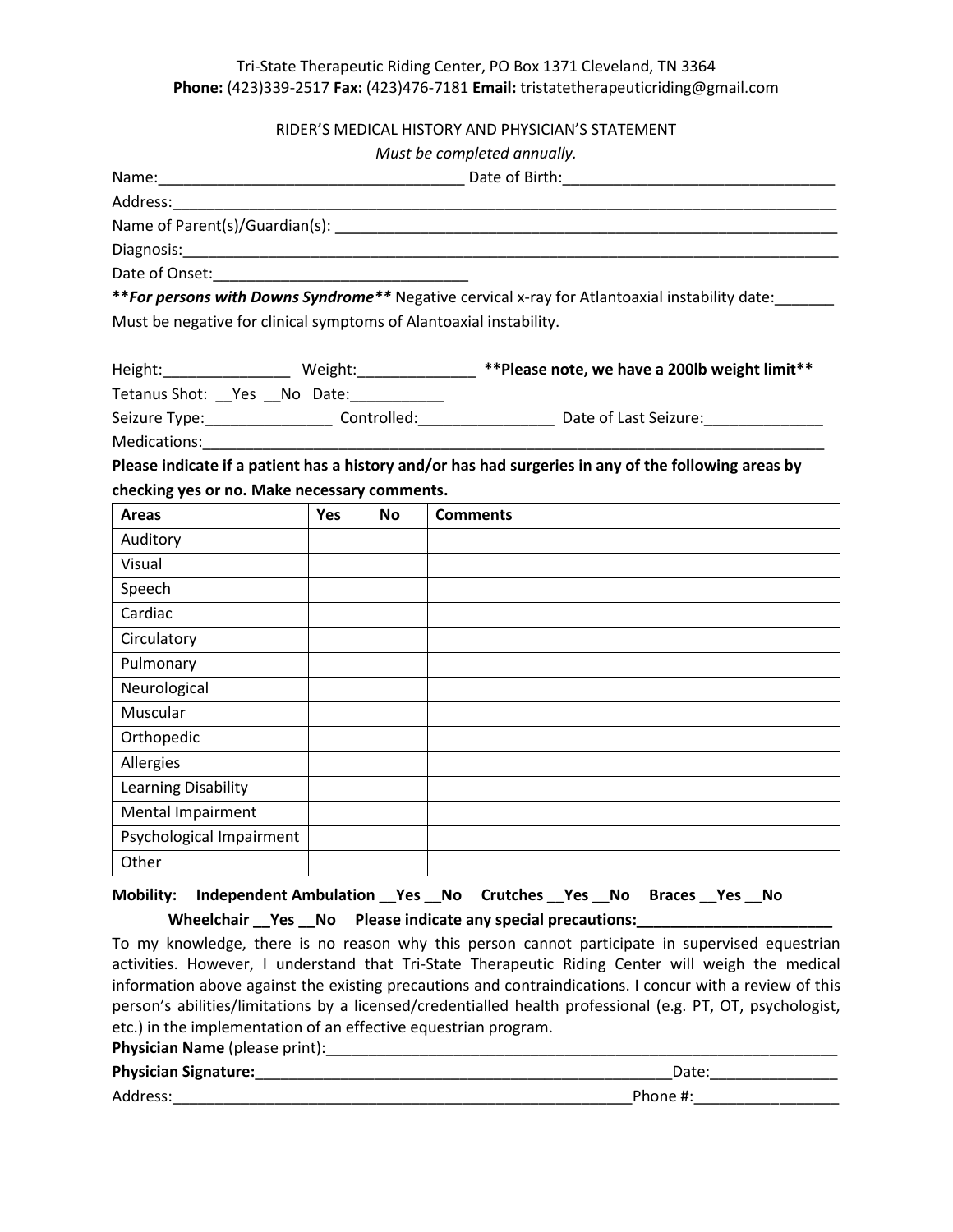Tri-State Therapeutic Riding Center, PO Box 1371 Cleveland, TN 3364
**Phone:** (423)339-2517 **Fax:** (423)476-7181 **Email:** tristatetherapeuticriding@gmail.com

RIDER'S MEDICAL HISTORY AND PHYSICIAN'S STATEMENT

*Must be completed annually.*

Name:___________________________________ Date of Birth:_______________________________

Address:_________________________________________________________________________

Name of Parent(s)/Guardian(s): _________________________________________________________

Diagnosis:________________________________________________________________________

Date of Onset:_____________________________

***\*For persons with Downs Syndrome\*\**** Negative cervical x-ray for Atlantoaxial instability date:_______
Must be negative for clinical symptoms of Alantoaxial instability.

Height:_______________ Weight:______________ **\*\*Please note, we have a 200lb weight limit\*\***

Tetanus Shot: __Yes __No Date:___________

Seizure Type:_______________ Controlled:________________ Date of Last Seizure:______________

Medications:______________________________________________________________________

**Please indicate if a patient has a history and/or has had surgeries in any of the following areas by checking yes or no. Make necessary comments.**

| Areas | Yes | No | Comments |
|---|---|---|---|
| Auditory | | | |
| Visual | | | |
| Speech | | | |
| Cardiac | | | |
| Circulatory | | | |
| Pulmonary | | | |
| Neurological | | | |
| Muscular | | | |
| Orthopedic | | | |
| Allergies | | | |
| Learning Disability | | | |
| Mental Impairment | | | |
| Psychological Impairment | | | |
| Other | | | |

**Mobility: Independent Ambulation __Yes __No Crutches __Yes __No Braces __Yes __No**
**Wheelchair __Yes __No Please indicate any special precautions:_______________________**

To my knowledge, there is no reason why this person cannot participate in supervised equestrian activities. However, I understand that Tri-State Therapeutic Riding Center will weigh the medical information above against the existing precautions and contraindications. I concur with a review of this person's abilities/limitations by a licensed/credentialled health professional (e.g. PT, OT, psychologist, etc.) in the implementation of an effective equestrian program.

**Physician Name** (please print):_______________________________________________________________

**Physician Signature:**__________________________________________________Date:_______________

Address:______________________________________________________Phone #:_________________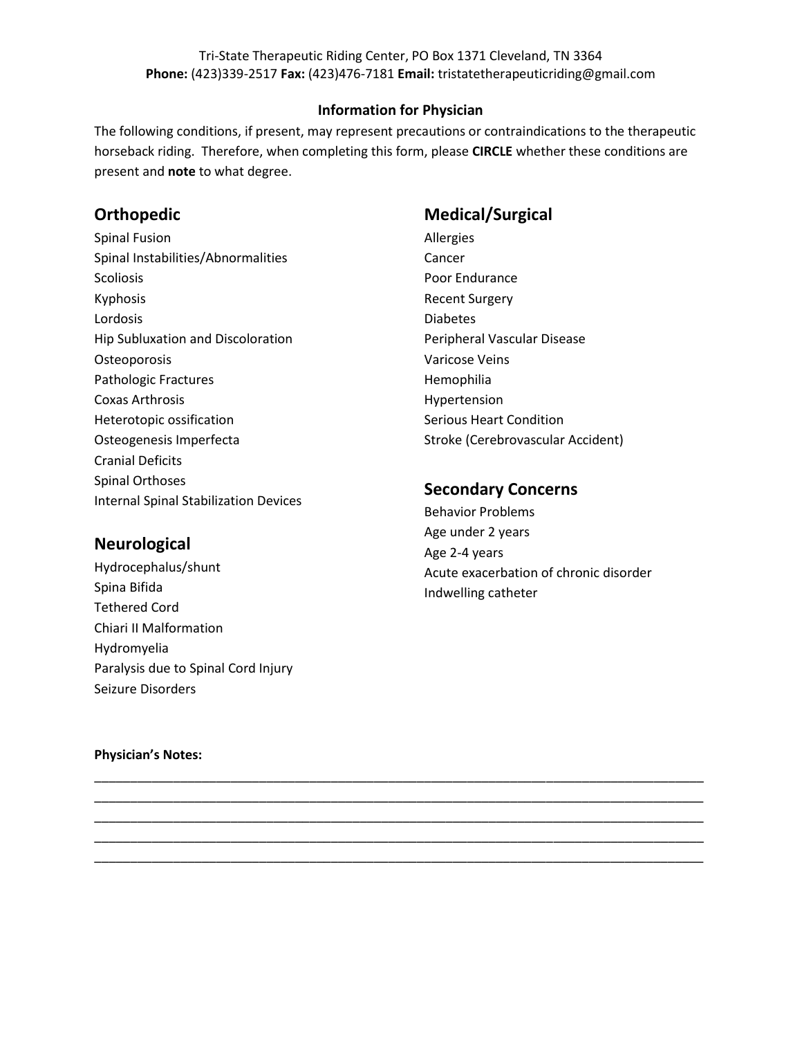Tri-State Therapeutic Riding Center, PO Box 1371 Cleveland, TN 3364
**Phone:** (423)339-2517 **Fax:** (423)476-7181 **Email:** tristatetherapeuticriding@gmail.com

### Information for Physician

The following conditions, if present, may represent precautions or contraindications to the therapeutic horseback riding. Therefore, when completing this form, please **CIRCLE** whether these conditions are present and **note** to what degree.

## Orthopedic

Spinal Fusion
Spinal Instabilities/Abnormalities
Scoliosis
Kyphosis
Lordosis
Hip Subluxation and Discoloration
Osteoporosis
Pathologic Fractures
Coxas Arthrosis
Heterotopic ossification
Osteogenesis Imperfecta
Cranial Deficits
Spinal Orthoses
Internal Spinal Stabilization Devices

## Neurological

Hydrocephalus/shunt
Spina Bifida
Tethered Cord
Chiari II Malformation
Hydromyelia
Paralysis due to Spinal Cord Injury
Seizure Disorders

## Medical/Surgical

Allergies
Cancer
Poor Endurance
Recent Surgery
Diabetes
Peripheral Vascular Disease
Varicose Veins
Hemophilia
Hypertension
Serious Heart Condition
Stroke (Cerebrovascular Accident)

## Secondary Concerns

Behavior Problems
Age under 2 years
Age 2-4 years
Acute exacerbation of chronic disorder
Indwelling catheter

**Physician's Notes:**

______________________________________________________________________________

______________________________________________________________________________

______________________________________________________________________________

______________________________________________________________________________

______________________________________________________________________________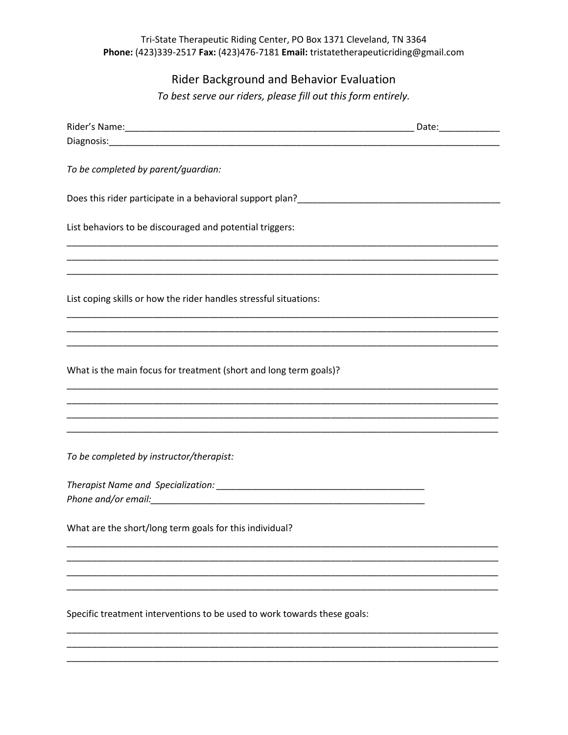Tri-State Therapeutic Riding Center, PO Box 1371 Cleveland, TN 3364
**Phone:** (423)339-2517 **Fax:** (423)476-7181 **Email:** tristatetherapeuticriding@gmail.com

## Rider Background and Behavior Evaluation

*To best serve our riders, please fill out this form entirely.*

Rider's Name:__________________________________________________________ Date:____________
Diagnosis:______________________________________________________________________________

*To be completed by parent/guardian:*

Does this rider participate in a behavioral support plan?________________________________________

List behaviors to be discouraged and potential triggers:

______________________________________________________________________________________
______________________________________________________________________________________
______________________________________________________________________________________

List coping skills or how the rider handles stressful situations:

______________________________________________________________________________________
______________________________________________________________________________________
______________________________________________________________________________________

What is the main focus for treatment (short and long term goals)?

______________________________________________________________________________________
______________________________________________________________________________________
______________________________________________________________________________________
______________________________________________________________________________________

*To be completed by instructor/therapist:*

*Therapist Name and Specialization:* ___________________________________________
*Phone and/or email:*________________________________________________________

What are the short/long term goals for this individual?

______________________________________________________________________________________
______________________________________________________________________________________
______________________________________________________________________________________
______________________________________________________________________________________

Specific treatment interventions to be used to work towards these goals:

______________________________________________________________________________________
______________________________________________________________________________________
______________________________________________________________________________________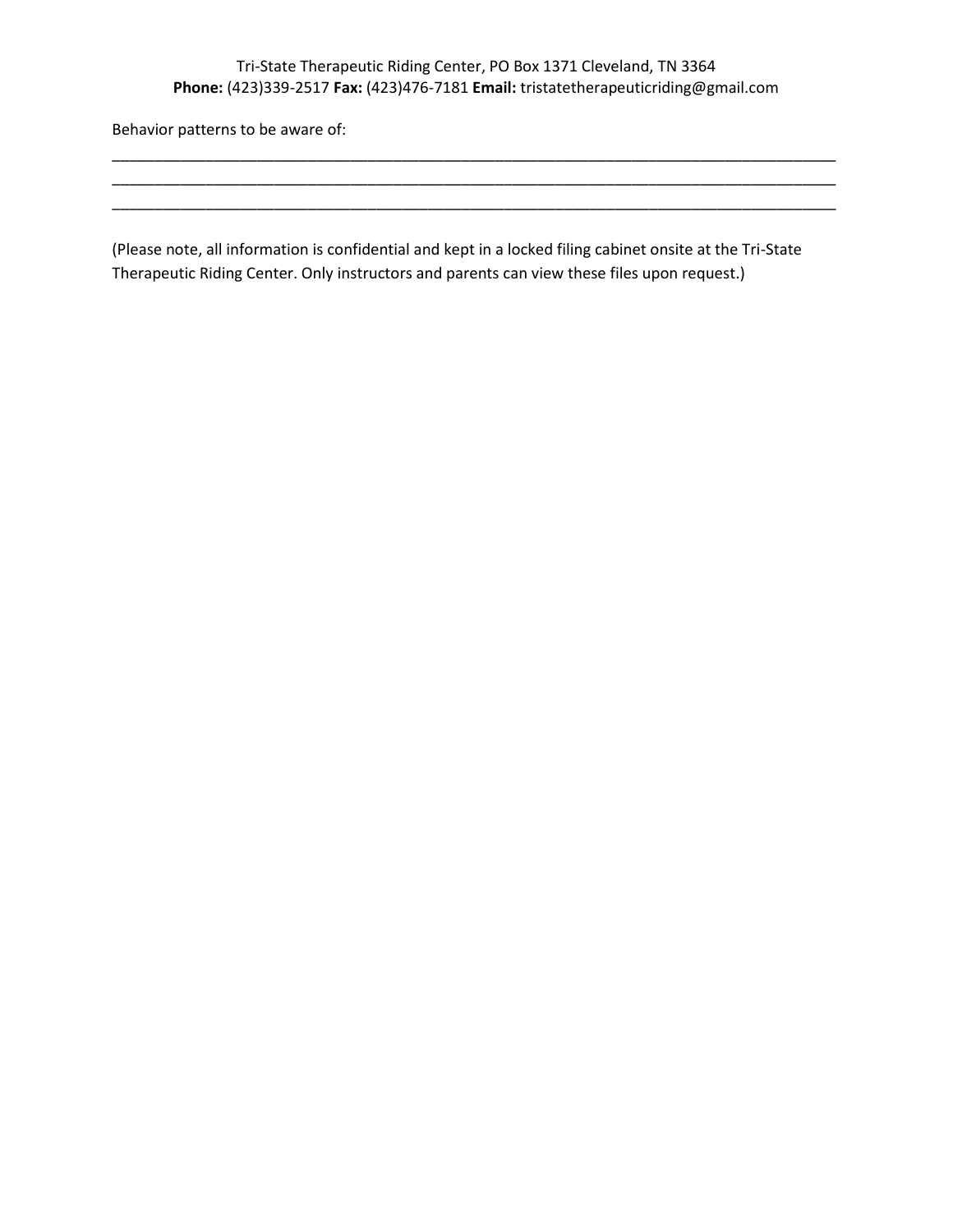Tri-State Therapeutic Riding Center, PO Box 1371 Cleveland, TN 3364
**Phone:** (423)339-2517 **Fax:** (423)476-7181 **Email:** tristatetherapeuticriding@gmail.com

Behavior patterns to be aware of:

_______________________________________________________________________________________
_______________________________________________________________________________________
_______________________________________________________________________________________

(Please note, all information is confidential and kept in a locked filing cabinet onsite at the Tri-State Therapeutic Riding Center. Only instructors and parents can view these files upon request.)